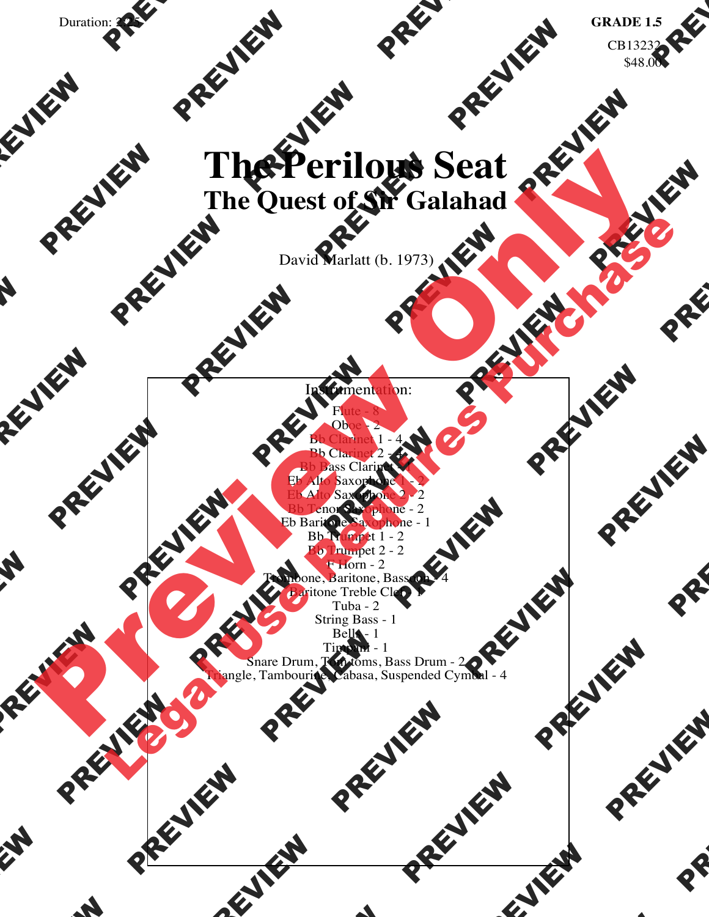Duration: 2:25

**GRADE 1.5**

CB13232
$48.00

# The Perilous Seat

## The Quest of Sir Galahad

David Marlatt (b. 1973)

Instrumentation:

Flute - 8
Oboe - 2
Bb Clarinet 1 - 4
Bb Clarinet 2 - 4
Bb Bass Clarinet - 1
Eb Alto Saxophone 1 - 2
Eb Alto Saxophone 2 - 2
Bb Tenor Saxophone - 2
Eb Baritone Saxophone - 1
Bb Trumpet 1 - 2
Bb Trumpet 2 - 2
F Horn - 2
Trombone, Baritone, Bassoon - 4
Baritone Treble Clef - 1
Tuba - 2
String Bass - 1
Bells - 1
Timpani - 1
Snare Drum, Tom-toms, Bass Drum - 2
Triangle, Tambourine, Cabasa, Suspended Cymbal - 4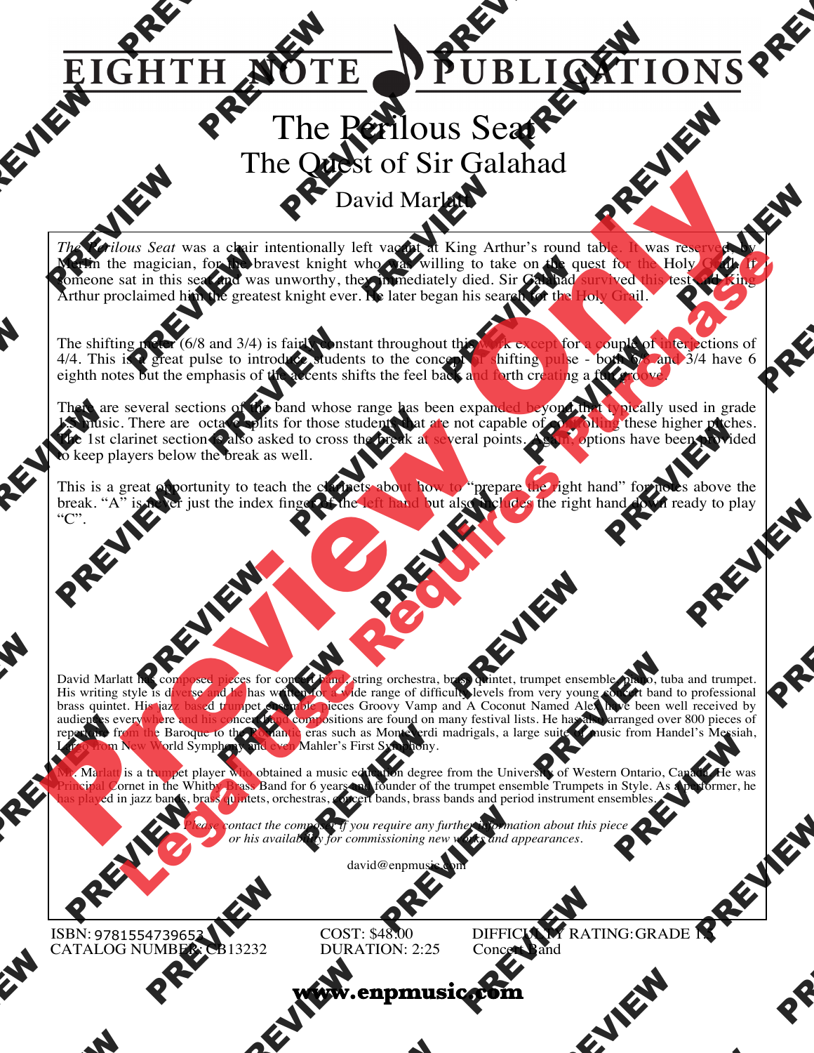# EIGHTH NOTE PUBLICATIONS

# The Perilous Seat

## The Quest of Sir Galahad

### David Marlatt

*The Perilous Seat* was a chair intentionally left vacant at King Arthur's round table. It was reserved, by Merlin the magician, for the bravest knight who was willing to take on the quest for the Holy Grail. If someone sat in this seat and was unworthy, they immediately died. Sir Galahad survived this test and King Arthur proclaimed him the greatest knight ever. He later began his search for the Holy Grail.

The shifting meter (6/8 and 3/4) is fairly constant throughout this work except for a couple of interjections of 4/4. This is a great pulse to introduce students to the concept of shifting pulse - both 6/8 and 3/4 have 6 eighth notes but the emphasis of the accents shifts the feel back and forth creating a fun groove.

There are several sections of the band whose range has been expanded beyond that typically used in grade 1.5 music. There are octave splits for those students that are not capable of controlling these higher pitches. The 1st clarinet section is also asked to cross the break at several points. Again, options have been provided to keep players below the break as well.

This is a great opportunity to teach the clarinets about how to "prepare the right hand" for notes above the break. "A" is never just the index finger of the left hand but also includes the right hand down ready to play "C".

David Marlatt has composed pieces for concert band, string orchestra, brass quintet, trumpet ensemble, piano, tuba and trumpet. His writing style is diverse and he has written for a wide range of difficulty levels from very young concert band to professional brass quintet. His jazz based trumpet ensemble pieces Groovy Vamp and A Coconut Named Alex have been well received by audiences everywhere and his concert band compositions are found on many festival lists. He has also arranged over 800 pieces of repertoire from the Baroque to the Romantic eras such as Monteverdi madrigals, a large suite of music from Handel's Messiah, Largo from New World Symphony and even Mahler's First Symphony.

Mr. Marlatt is a trumpet player who obtained a music education degree from the University of Western Ontario, Canada. He was Principal Cornet in the Whitby Brass Band for 6 years and founder of the trumpet ensemble Trumpets in Style. As a performer, he has played in jazz bands, brass quintets, orchestras, concert bands, brass bands and period instrument ensembles.

*Please contact the composer if you require any further information about this piece or his availability for commissioning new works and appearances.*

david@enpmusic.com

ISBN: 9781554739653
CATALOG NUMBER: CB13232

COST: $48.00
DURATION: 2:25

DIFFICULTY RATING: GRADE 1½
Concert Band

**www.enpmusic.com**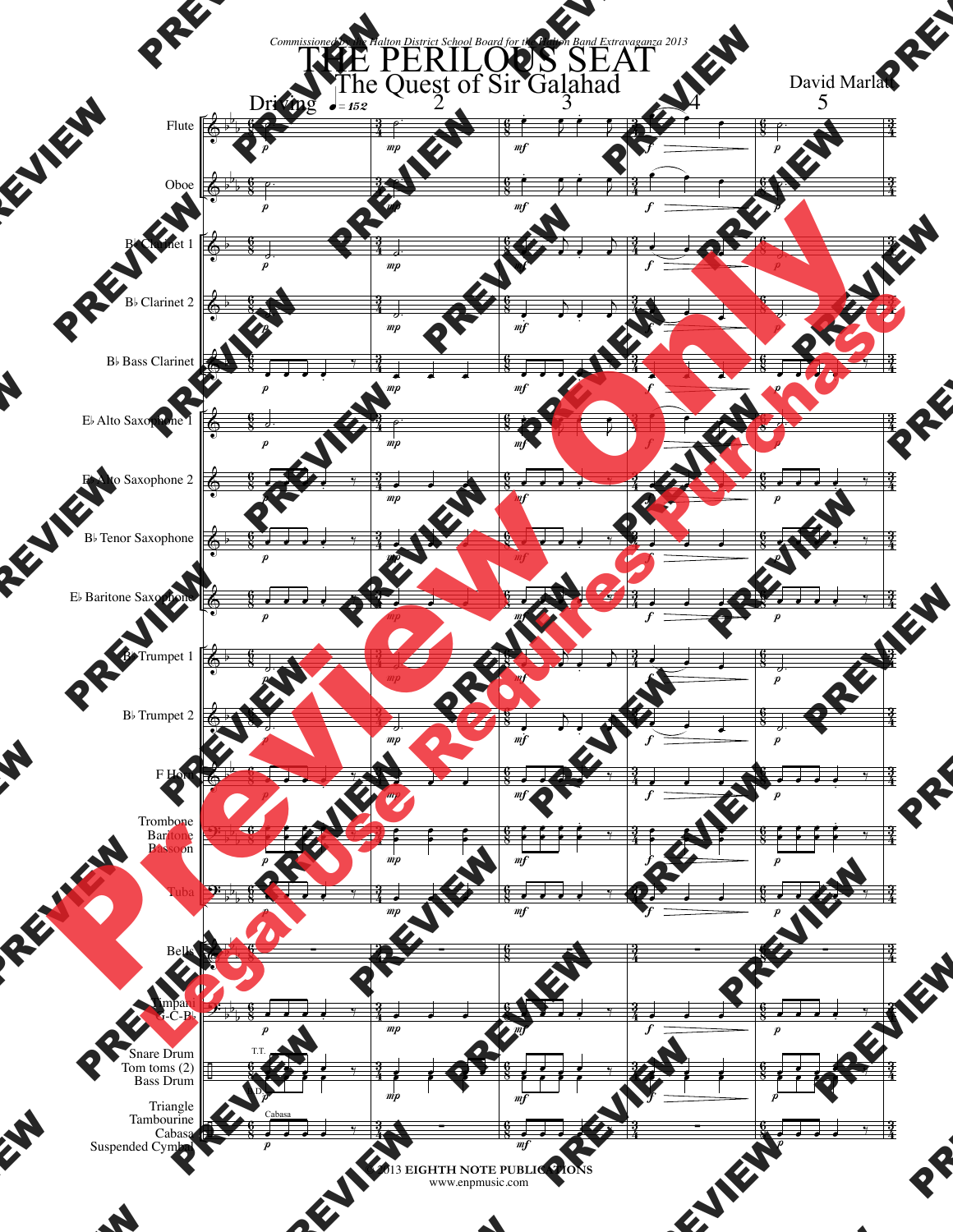*Commissioned by the Halton District School Board for the Halton Band Extravaganza 2013*

# THE PERILOUS SEAT

## The Quest of Sir Galahad

David Marlatt

Driving ♩= 152

Flute
Oboe
B♭ Clarinet 1
B♭ Clarinet 2
B♭ Bass Clarinet
E♭ Alto Saxophone 1
E♭ Alto Saxophone 2
B♭ Tenor Saxophone
E♭ Baritone Saxophone
B♭ Trumpet 1
B♭ Trumpet 2
F Horn
Trombone
Baritone
Bassoon
Tuba
Bells
Timpani
G-C-B♭
Snare Drum
Tom toms (2)
Bass Drum
Triangle
Tambourine
Cabasa
Suspended Cymbal

© 2013 **EIGHTH NOTE PUBLICATIONS**
www.enpmusic.com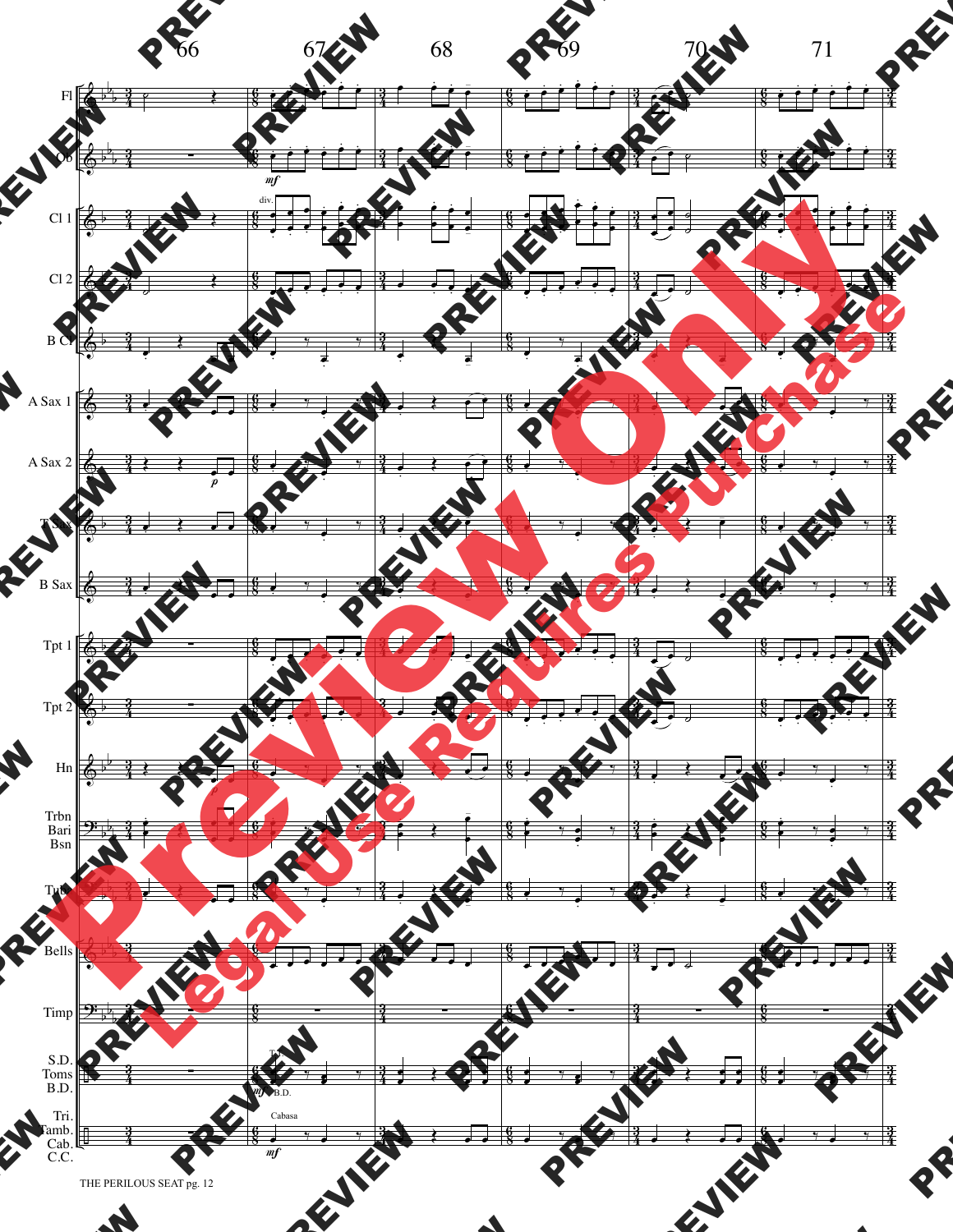66 67 68 69 70 71

Fl

Ob

Cl 1

Cl 2

B Cl

A Sax 1

A Sax 2

T Sax

B Sax

Tpt 1

Tpt 2

Hn

Trbn
Bari
Bsn

Tuba

Bells

Timp

S.D.
Toms
B.D.

Tri.
Tamb.
Cab.
C.C.

*mf*

div.

*p*

*p*

Tri.

*mf* B.D.

Cabasa

*mf*

THE PERILOUS SEAT pg. 12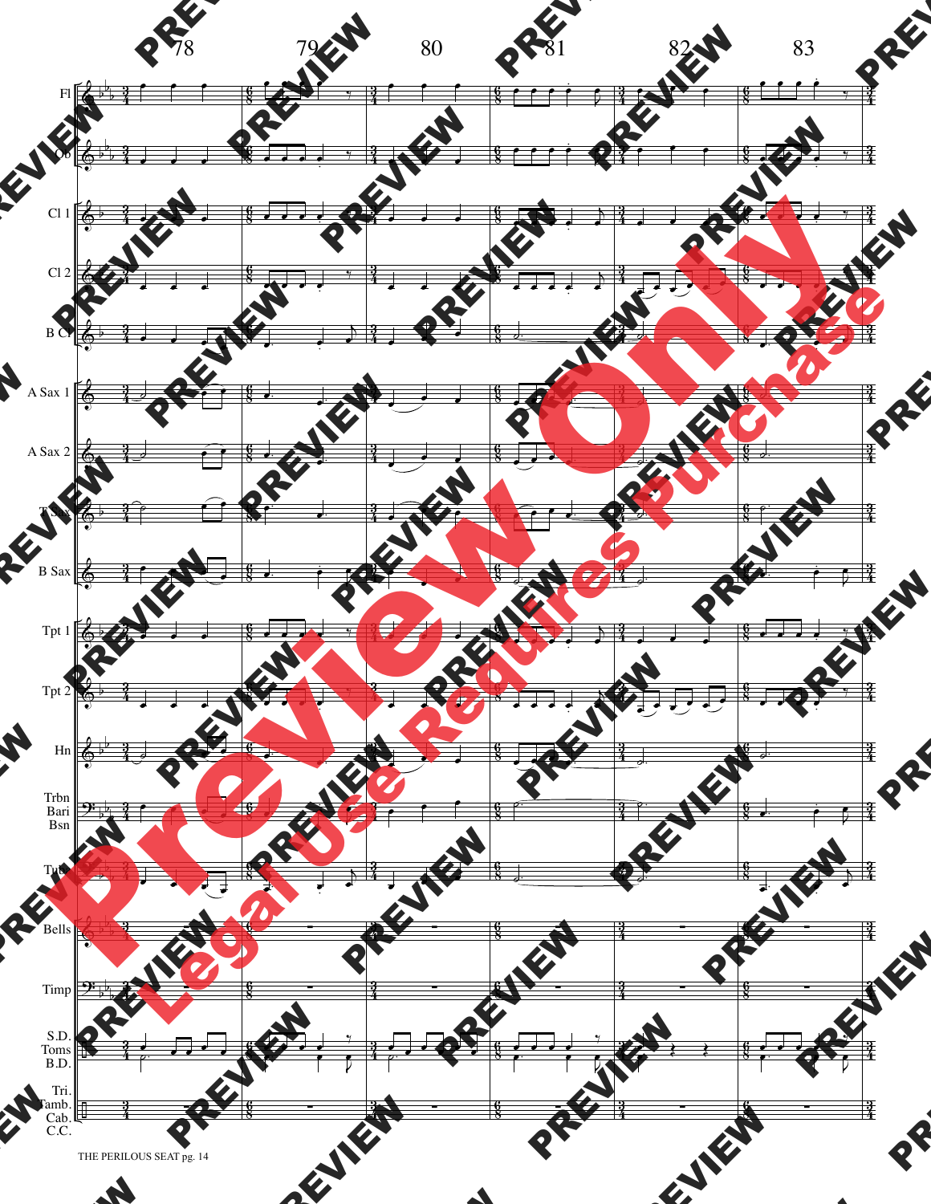78 79 80 81 82 83

Fl

Ob

Cl 1

Cl 2

B Cl

A Sax 1

A Sax 2

T Sax

B Sax

Tpt 1

Tpt 2

Hn

Trbn Bari Bsn

Tuba

Bells

Timp

S.D. Toms B.D.

Tri. Tamb. Cab. C.C.

THE PERILOUS SEAT pg. 14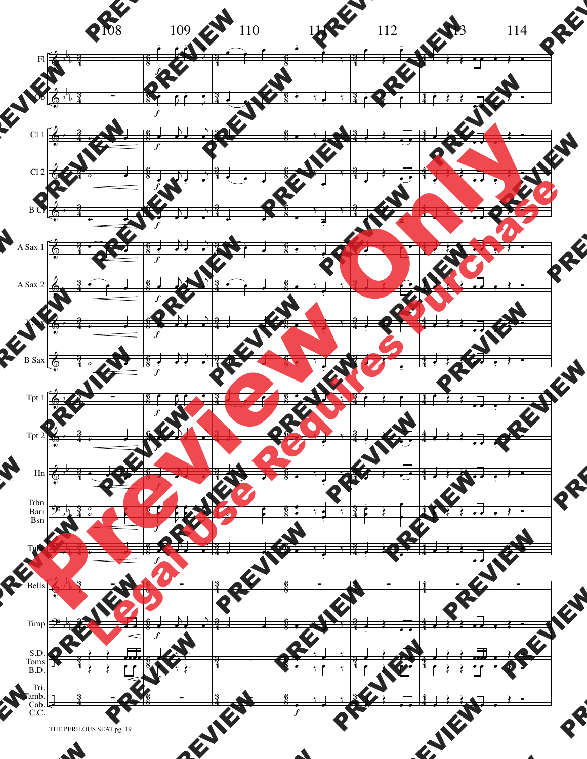108 109 110 111 112 113 114

Fl

Ob

Cl 1

Cl 2

B Cl

A Sax 1

A Sax 2

T Sax

B Sax

Tpt 1

Tpt 2

Hn

Trbn
Bari
Bsn

Tuba

Bells

Timp

S.D.
Toms
B.D.

Tri.
Tamb.
Cab.
C.C.

THE PERILOUS SEAT pg. 19